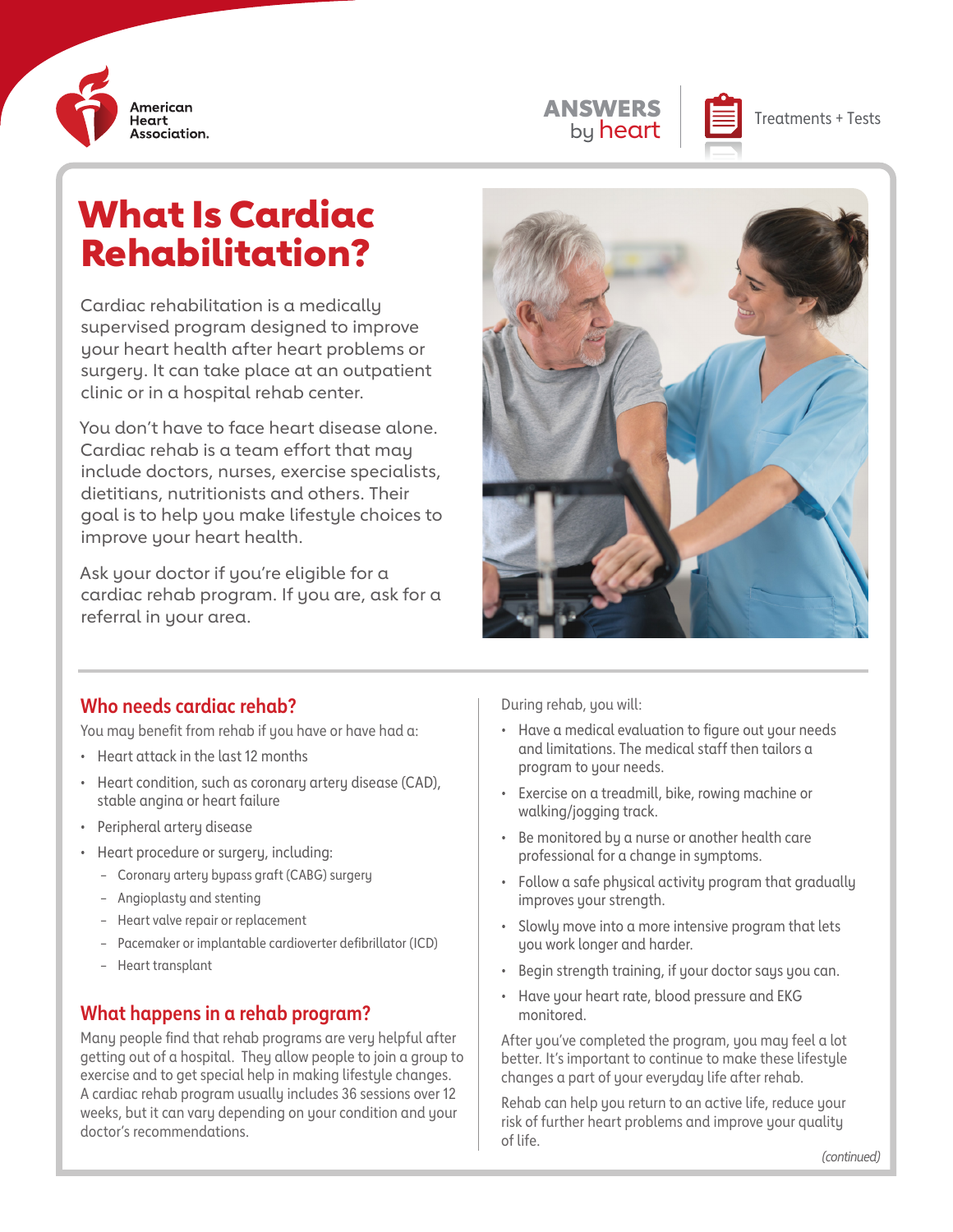American Heart Association.

ANSWERS by heart — Treatments + Tests

# What Is Cardiac Rehabilitation?

Cardiac rehabilitation is a medically supervised program designed to improve your heart health after heart problems or surgery. It can take place at an outpatient clinic or in a hospital rehab center.

You don't have to face heart disease alone. Cardiac rehab is a team effort that may include doctors, nurses, exercise specialists, dietitians, nutritionists and others. Their goal is to help you make lifestyle choices to improve your heart health.

Ask your doctor if you're eligible for a cardiac rehab program. If you are, ask for a referral in your area.

## Who needs cardiac rehab?

You may benefit from rehab if you have or have had a:

- Heart attack in the last 12 months
- Heart condition, such as coronary artery disease (CAD), stable angina or heart failure
- Peripheral artery disease
- Heart procedure or surgery, including:
  - Coronary artery bypass graft (CABG) surgery
  - Angioplasty and stenting
  - Heart valve repair or replacement
  - Pacemaker or implantable cardioverter defibrillator (ICD)
  - Heart transplant

## What happens in a rehab program?

Many people find that rehab programs are very helpful after getting out of a hospital. They allow people to join a group to exercise and to get special help in making lifestyle changes. A cardiac rehab program usually includes 36 sessions over 12 weeks, but it can vary depending on your condition and your doctor's recommendations.

During rehab, you will:

- Have a medical evaluation to figure out your needs and limitations. The medical staff then tailors a program to your needs.
- Exercise on a treadmill, bike, rowing machine or walking/jogging track.
- Be monitored by a nurse or another health care professional for a change in symptoms.
- Follow a safe physical activity program that gradually improves your strength.
- Slowly move into a more intensive program that lets you work longer and harder.
- Begin strength training, if your doctor says you can.
- Have your heart rate, blood pressure and EKG monitored.

After you've completed the program, you may feel a lot better. It's important to continue to make these lifestyle changes a part of your everyday life after rehab.

Rehab can help you return to an active life, reduce your risk of further heart problems and improve your quality of life.

*(continued)*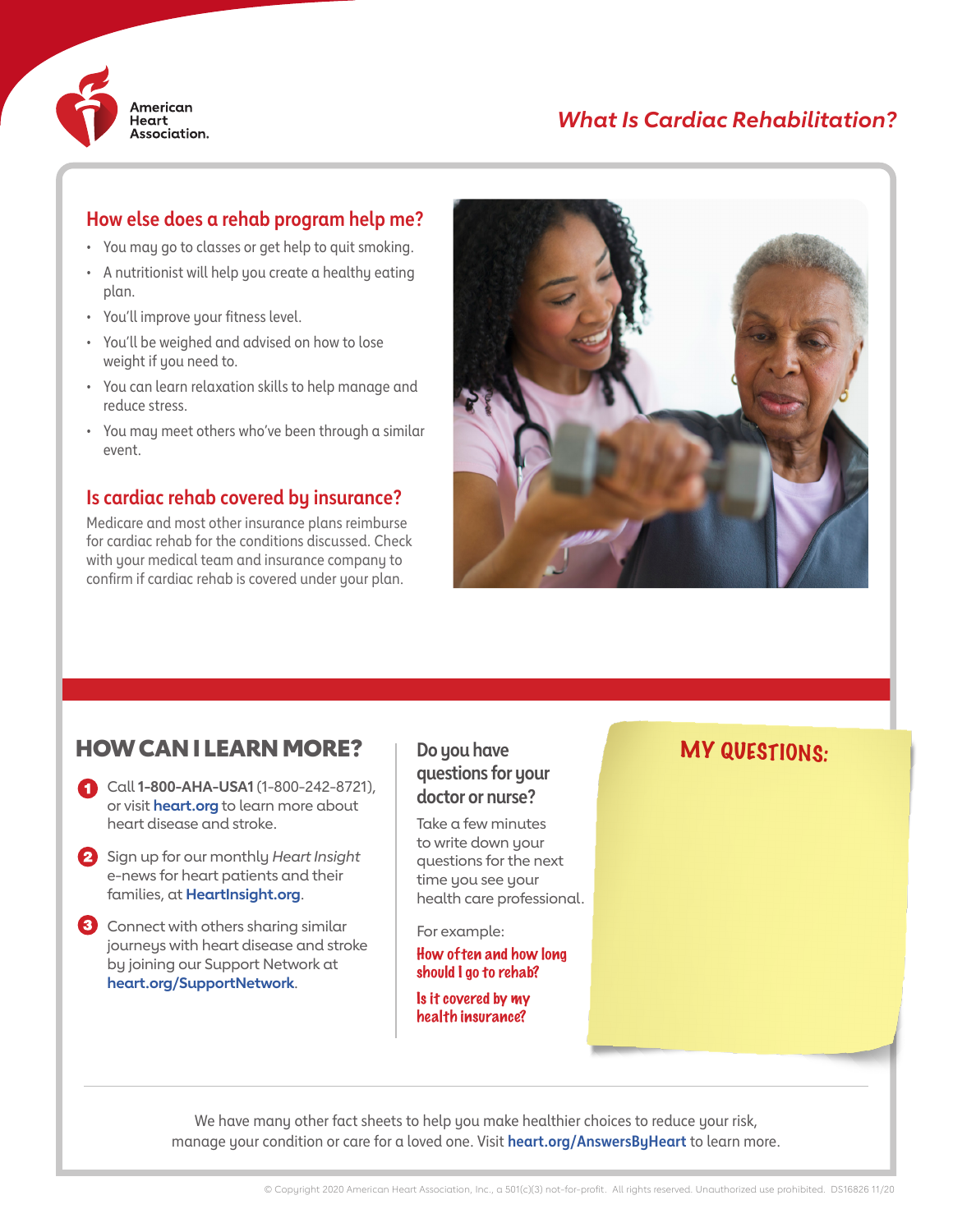## How else does a rehab program help me?

- You may go to classes or get help to quit smoking.
- A nutritionist will help you create a healthy eating plan.
- You'll improve your fitness level.
- You'll be weighed and advised on how to lose weight if you need to.
- You can learn relaxation skills to help manage and reduce stress.
- You may meet others who've been through a similar event.

## Is cardiac rehab covered by insurance?

Medicare and most other insurance plans reimburse for cardiac rehab for the conditions discussed. Check with your medical team and insurance company to confirm if cardiac rehab is covered under your plan.

## HOW CAN I LEARN MORE?

1. Call **1-800-AHA-USA1** (1-800-242-8721), or visit **heart.org** to learn more about heart disease and stroke.
2. Sign up for our monthly *Heart Insight* e-news for heart patients and their families, at **HeartInsight.org**.
3. Connect with others sharing similar journeys with heart disease and stroke by joining our Support Network at **heart.org/SupportNetwork**.

### Do you have questions for your doctor or nurse?

Take a few minutes to write down your questions for the next time you see your health care professional.

For example:

How often and how long should I go to rehab?

Is it covered by my health insurance?

### MY QUESTIONS:

We have many other fact sheets to help you make healthier choices to reduce your risk, manage your condition or care for a loved one. Visit **heart.org/AnswersByHeart** to learn more.

© Copyright 2020 American Heart Association, Inc., a 501(c)(3) not-for-profit. All rights reserved. Unauthorized use prohibited. DS16826 11/20